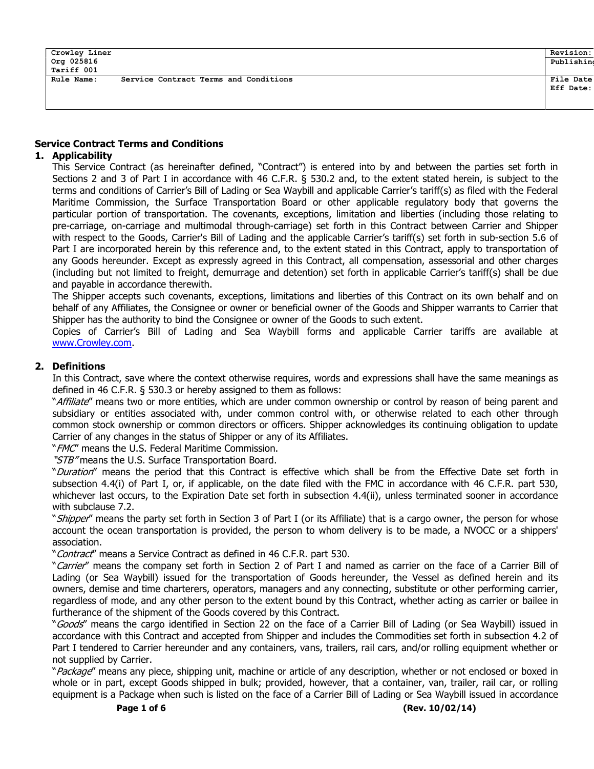| Crowley Liner<br>Org 025816<br>Tariff 001 | Revision:<br>Publishing |
| --- | --- |
| Rule Name: Service Contract Terms and Conditions | File Date<br>Eff Date: |

## Service Contract Terms and Conditions

### 1. Applicability

This Service Contract (as hereinafter defined, "Contract") is entered into by and between the parties set forth in Sections 2 and 3 of Part I in accordance with 46 C.F.R. § 530.2 and, to the extent stated herein, is subject to the terms and conditions of Carrier's Bill of Lading or Sea Waybill and applicable Carrier's tariff(s) as filed with the Federal Maritime Commission, the Surface Transportation Board or other applicable regulatory body that governs the particular portion of transportation. The covenants, exceptions, limitation and liberties (including those relating to pre-carriage, on-carriage and multimodal through-carriage) set forth in this Contract between Carrier and Shipper with respect to the Goods, Carrier's Bill of Lading and the applicable Carrier's tariff(s) set forth in sub-section 5.6 of Part I are incorporated herein by this reference and, to the extent stated in this Contract, apply to transportation of any Goods hereunder. Except as expressly agreed in this Contract, all compensation, assessorial and other charges (including but not limited to freight, demurrage and detention) set forth in applicable Carrier's tariff(s) shall be due and payable in accordance therewith.

The Shipper accepts such covenants, exceptions, limitations and liberties of this Contract on its own behalf and on behalf of any Affiliates, the Consignee or owner or beneficial owner of the Goods and Shipper warrants to Carrier that Shipper has the authority to bind the Consignee or owner of the Goods to such extent.

Copies of Carrier's Bill of Lading and Sea Waybill forms and applicable Carrier tariffs are available at www.Crowley.com.

### 2. Definitions

In this Contract, save where the context otherwise requires, words and expressions shall have the same meanings as defined in 46 C.F.R. § 530.3 or hereby assigned to them as follows:

"*Affiliate*" means two or more entities, which are under common ownership or control by reason of being parent and subsidiary or entities associated with, under common control with, or otherwise related to each other through common stock ownership or common directors or officers. Shipper acknowledges its continuing obligation to update Carrier of any changes in the status of Shipper or any of its Affiliates.

"*FMC*" means the U.S. Federal Maritime Commission.

"*STB*" means the U.S. Surface Transportation Board.

"*Duration*" means the period that this Contract is effective which shall be from the Effective Date set forth in subsection 4.4(i) of Part I, or, if applicable, on the date filed with the FMC in accordance with 46 C.F.R. part 530, whichever last occurs, to the Expiration Date set forth in subsection 4.4(ii), unless terminated sooner in accordance with subclause 7.2.

"*Shipper*" means the party set forth in Section 3 of Part I (or its Affiliate) that is a cargo owner, the person for whose account the ocean transportation is provided, the person to whom delivery is to be made, a NVOCC or a shippers' association.

"*Contract*" means a Service Contract as defined in 46 C.F.R. part 530.

"*Carrier*" means the company set forth in Section 2 of Part I and named as carrier on the face of a Carrier Bill of Lading (or Sea Waybill) issued for the transportation of Goods hereunder, the Vessel as defined herein and its owners, demise and time charterers, operators, managers and any connecting, substitute or other performing carrier, regardless of mode, and any other person to the extent bound by this Contract, whether acting as carrier or bailee in furtherance of the shipment of the Goods covered by this Contract.

"*Goods*" means the cargo identified in Section 22 on the face of a Carrier Bill of Lading (or Sea Waybill) issued in accordance with this Contract and accepted from Shipper and includes the Commodities set forth in subsection 4.2 of Part I tendered to Carrier hereunder and any containers, vans, trailers, rail cars, and/or rolling equipment whether or not supplied by Carrier.

"*Package*" means any piece, shipping unit, machine or article of any description, whether or not enclosed or boxed in whole or in part, except Goods shipped in bulk; provided, however, that a container, van, trailer, rail car, or rolling equipment is a Package when such is listed on the face of a Carrier Bill of Lading or Sea Waybill issued in accordance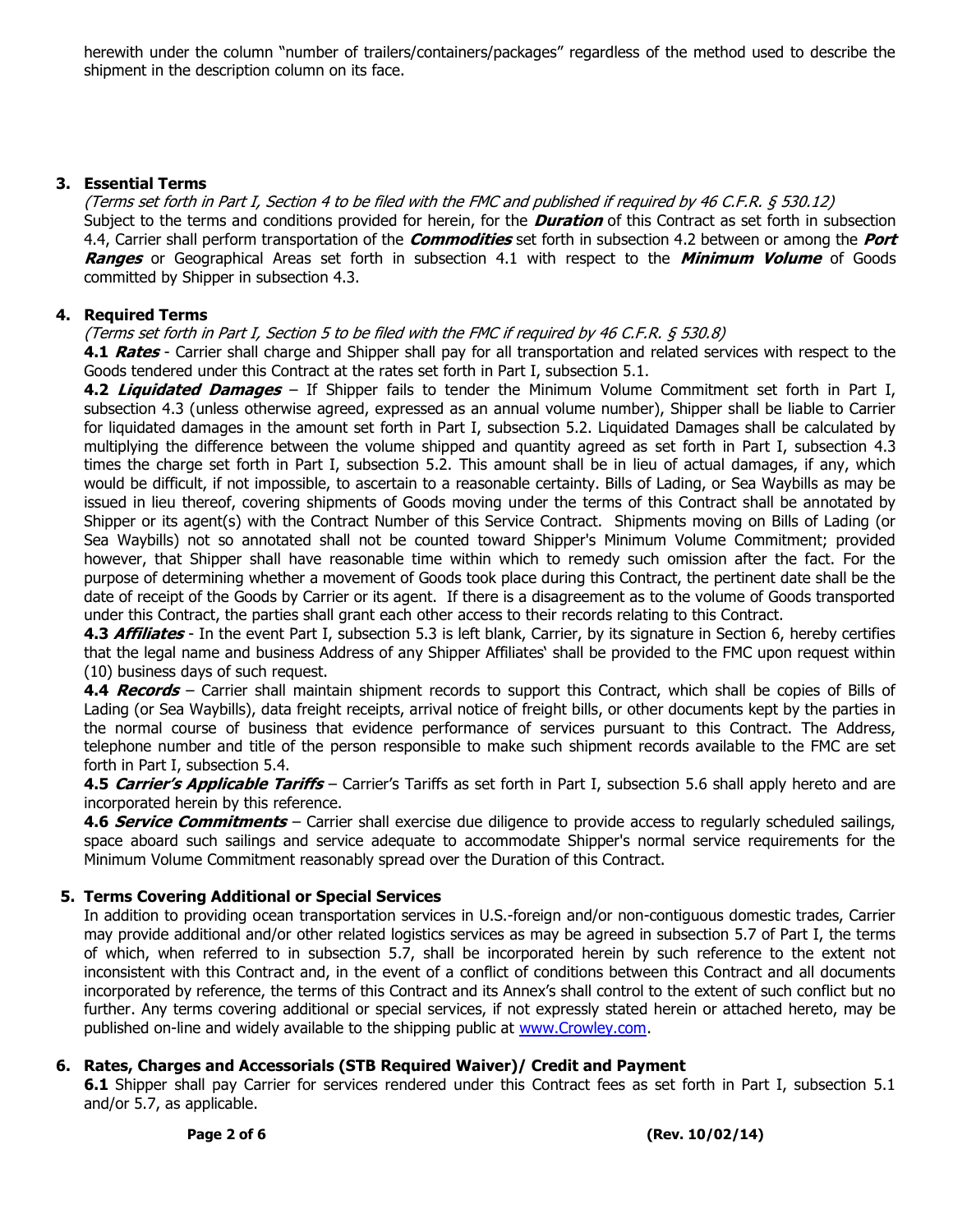herewith under the column "number of trailers/containers/packages" regardless of the method used to describe the shipment in the description column on its face.

## 3. Essential Terms

*(Terms set forth in Part I, Section 4 to be filed with the FMC and published if required by 46 C.F.R. § 530.12)*

Subject to the terms and conditions provided for herein, for the ***Duration*** of this Contract as set forth in subsection 4.4, Carrier shall perform transportation of the ***Commodities*** set forth in subsection 4.2 between or among the ***Port Ranges*** or Geographical Areas set forth in subsection 4.1 with respect to the ***Minimum Volume*** of Goods committed by Shipper in subsection 4.3.

## 4. Required Terms

*(Terms set forth in Part I, Section 5 to be filed with the FMC if required by 46 C.F.R. § 530.8)*

**4.1 *Rates*** - Carrier shall charge and Shipper shall pay for all transportation and related services with respect to the Goods tendered under this Contract at the rates set forth in Part I, subsection 5.1.

**4.2 *Liquidated Damages*** – If Shipper fails to tender the Minimum Volume Commitment set forth in Part I, subsection 4.3 (unless otherwise agreed, expressed as an annual volume number), Shipper shall be liable to Carrier for liquidated damages in the amount set forth in Part I, subsection 5.2. Liquidated Damages shall be calculated by multiplying the difference between the volume shipped and quantity agreed as set forth in Part I, subsection 4.3 times the charge set forth in Part I, subsection 5.2. This amount shall be in lieu of actual damages, if any, which would be difficult, if not impossible, to ascertain to a reasonable certainty. Bills of Lading, or Sea Waybills as may be issued in lieu thereof, covering shipments of Goods moving under the terms of this Contract shall be annotated by Shipper or its agent(s) with the Contract Number of this Service Contract. Shipments moving on Bills of Lading (or Sea Waybills) not so annotated shall not be counted toward Shipper's Minimum Volume Commitment; provided however, that Shipper shall have reasonable time within which to remedy such omission after the fact. For the purpose of determining whether a movement of Goods took place during this Contract, the pertinent date shall be the date of receipt of the Goods by Carrier or its agent. If there is a disagreement as to the volume of Goods transported under this Contract, the parties shall grant each other access to their records relating to this Contract.

**4.3 *Affiliates*** - In the event Part I, subsection 5.3 is left blank, Carrier, by its signature in Section 6, hereby certifies that the legal name and business Address of any Shipper Affiliates' shall be provided to the FMC upon request within (10) business days of such request.

**4.4 *Records*** – Carrier shall maintain shipment records to support this Contract, which shall be copies of Bills of Lading (or Sea Waybills), data freight receipts, arrival notice of freight bills, or other documents kept by the parties in the normal course of business that evidence performance of services pursuant to this Contract. The Address, telephone number and title of the person responsible to make such shipment records available to the FMC are set forth in Part I, subsection 5.4.

**4.5 *Carrier's Applicable Tariffs*** – Carrier's Tariffs as set forth in Part I, subsection 5.6 shall apply hereto and are incorporated herein by this reference.

**4.6 *Service Commitments*** – Carrier shall exercise due diligence to provide access to regularly scheduled sailings, space aboard such sailings and service adequate to accommodate Shipper's normal service requirements for the Minimum Volume Commitment reasonably spread over the Duration of this Contract.

## 5. Terms Covering Additional or Special Services

In addition to providing ocean transportation services in U.S.-foreign and/or non-contiguous domestic trades, Carrier may provide additional and/or other related logistics services as may be agreed in subsection 5.7 of Part I, the terms of which, when referred to in subsection 5.7, shall be incorporated herein by such reference to the extent not inconsistent with this Contract and, in the event of a conflict of conditions between this Contract and all documents incorporated by reference, the terms of this Contract and its Annex's shall control to the extent of such conflict but no further. Any terms covering additional or special services, if not expressly stated herein or attached hereto, may be published on-line and widely available to the shipping public at www.Crowley.com.

## 6. Rates, Charges and Accessorials (STB Required Waiver)/ Credit and Payment

**6.1** Shipper shall pay Carrier for services rendered under this Contract fees as set forth in Part I, subsection 5.1 and/or 5.7, as applicable.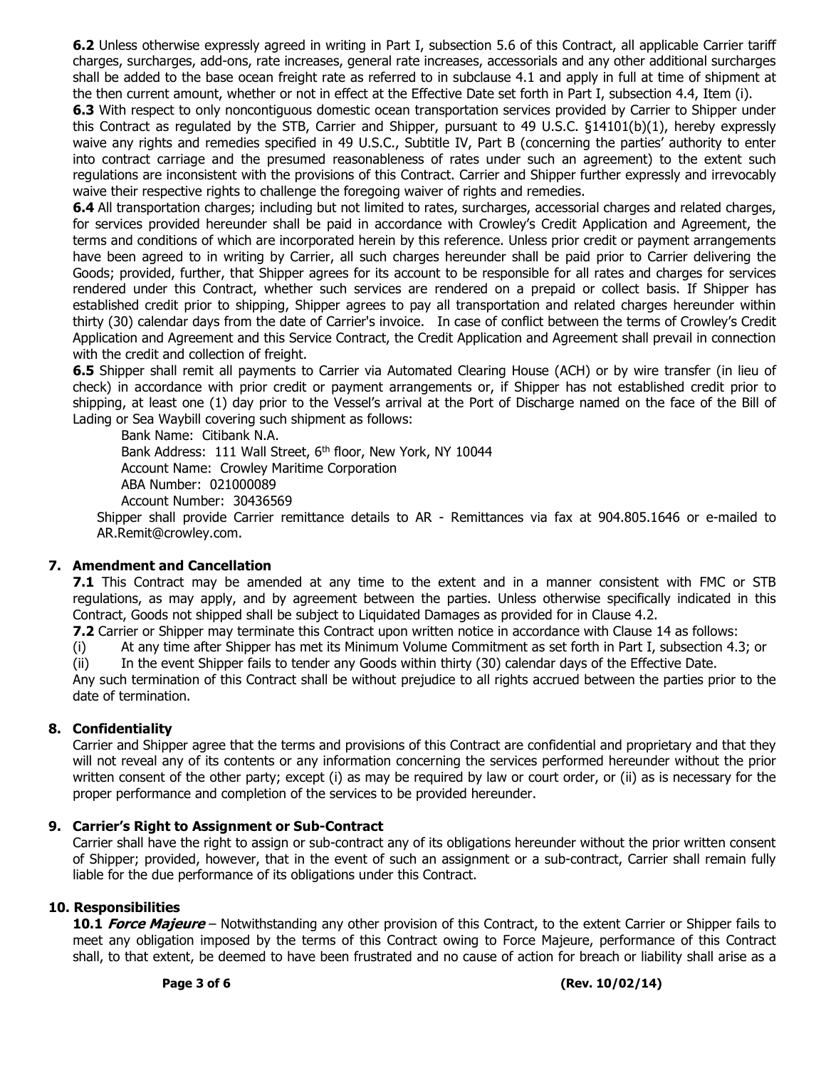**6.2** Unless otherwise expressly agreed in writing in Part I, subsection 5.6 of this Contract, all applicable Carrier tariff charges, surcharges, add-ons, rate increases, general rate increases, accessorials and any other additional surcharges shall be added to the base ocean freight rate as referred to in subclause 4.1 and apply in full at time of shipment at the then current amount, whether or not in effect at the Effective Date set forth in Part I, subsection 4.4, Item (i).

**6.3** With respect to only noncontiguous domestic ocean transportation services provided by Carrier to Shipper under this Contract as regulated by the STB, Carrier and Shipper, pursuant to 49 U.S.C. §14101(b)(1), hereby expressly waive any rights and remedies specified in 49 U.S.C., Subtitle IV, Part B (concerning the parties' authority to enter into contract carriage and the presumed reasonableness of rates under such an agreement) to the extent such regulations are inconsistent with the provisions of this Contract. Carrier and Shipper further expressly and irrevocably waive their respective rights to challenge the foregoing waiver of rights and remedies.

**6.4** All transportation charges; including but not limited to rates, surcharges, accessorial charges and related charges, for services provided hereunder shall be paid in accordance with Crowley's Credit Application and Agreement, the terms and conditions of which are incorporated herein by this reference. Unless prior credit or payment arrangements have been agreed to in writing by Carrier, all such charges hereunder shall be paid prior to Carrier delivering the Goods; provided, further, that Shipper agrees for its account to be responsible for all rates and charges for services rendered under this Contract, whether such services are rendered on a prepaid or collect basis. If Shipper has established credit prior to shipping, Shipper agrees to pay all transportation and related charges hereunder within thirty (30) calendar days from the date of Carrier's invoice. In case of conflict between the terms of Crowley's Credit Application and Agreement and this Service Contract, the Credit Application and Agreement shall prevail in connection with the credit and collection of freight.

**6.5** Shipper shall remit all payments to Carrier via Automated Clearing House (ACH) or by wire transfer (in lieu of check) in accordance with prior credit or payment arrangements or, if Shipper has not established credit prior to shipping, at least one (1) day prior to the Vessel's arrival at the Port of Discharge named on the face of the Bill of Lading or Sea Waybill covering such shipment as follows:

Bank Name: Citibank N.A.
Bank Address: 111 Wall Street, 6th floor, New York, NY 10044
Account Name: Crowley Maritime Corporation
ABA Number: 021000089
Account Number: 30436569

Shipper shall provide Carrier remittance details to AR - Remittances via fax at 904.805.1646 or e-mailed to AR.Remit@crowley.com.

## 7. Amendment and Cancellation

**7.1** This Contract may be amended at any time to the extent and in a manner consistent with FMC or STB regulations, as may apply, and by agreement between the parties. Unless otherwise specifically indicated in this Contract, Goods not shipped shall be subject to Liquidated Damages as provided for in Clause 4.2.

**7.2** Carrier or Shipper may terminate this Contract upon written notice in accordance with Clause 14 as follows:

(i) At any time after Shipper has met its Minimum Volume Commitment as set forth in Part I, subsection 4.3; or

(ii) In the event Shipper fails to tender any Goods within thirty (30) calendar days of the Effective Date.

Any such termination of this Contract shall be without prejudice to all rights accrued between the parties prior to the date of termination.

## 8. Confidentiality

Carrier and Shipper agree that the terms and provisions of this Contract are confidential and proprietary and that they will not reveal any of its contents or any information concerning the services performed hereunder without the prior written consent of the other party; except (i) as may be required by law or court order, or (ii) as is necessary for the proper performance and completion of the services to be provided hereunder.

## 9. Carrier's Right to Assignment or Sub-Contract

Carrier shall have the right to assign or sub-contract any of its obligations hereunder without the prior written consent of Shipper; provided, however, that in the event of such an assignment or a sub-contract, Carrier shall remain fully liable for the due performance of its obligations under this Contract.

## 10. Responsibilities

**10.1 *Force Majeure*** – Notwithstanding any other provision of this Contract, to the extent Carrier or Shipper fails to meet any obligation imposed by the terms of this Contract owing to Force Majeure, performance of this Contract shall, to that extent, be deemed to have been frustrated and no cause of action for breach or liability shall arise as a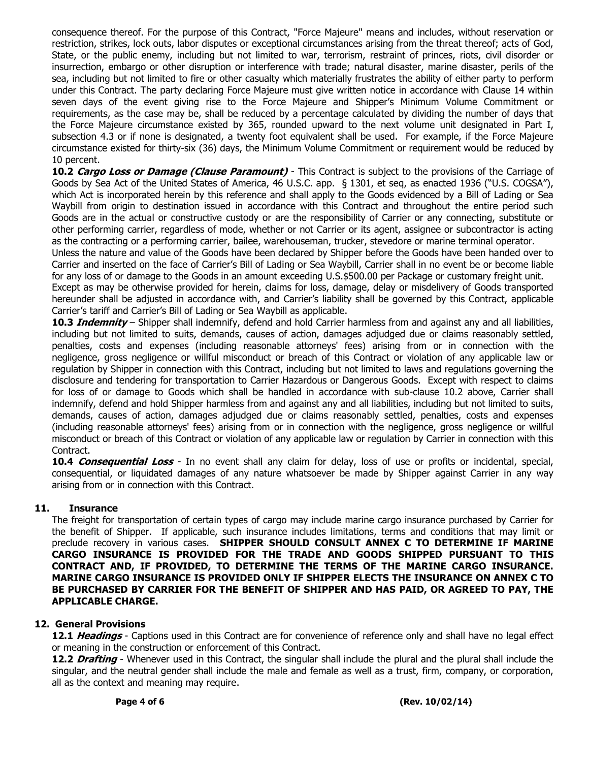consequence thereof. For the purpose of this Contract, "Force Majeure" means and includes, without reservation or restriction, strikes, lock outs, labor disputes or exceptional circumstances arising from the threat thereof; acts of God, State, or the public enemy, including but not limited to war, terrorism, restraint of princes, riots, civil disorder or insurrection, embargo or other disruption or interference with trade; natural disaster, marine disaster, perils of the sea, including but not limited to fire or other casualty which materially frustrates the ability of either party to perform under this Contract. The party declaring Force Majeure must give written notice in accordance with Clause 14 within seven days of the event giving rise to the Force Majeure and Shipper's Minimum Volume Commitment or requirements, as the case may be, shall be reduced by a percentage calculated by dividing the number of days that the Force Majeure circumstance existed by 365, rounded upward to the next volume unit designated in Part I, subsection 4.3 or if none is designated, a twenty foot equivalent shall be used. For example, if the Force Majeure circumstance existed for thirty-six (36) days, the Minimum Volume Commitment or requirement would be reduced by 10 percent.

**10.2 *Cargo Loss or Damage (Clause Paramount)*** - This Contract is subject to the provisions of the Carriage of Goods by Sea Act of the United States of America, 46 U.S.C. app. § 1301, et seq, as enacted 1936 ("U.S. COGSA"), which Act is incorporated herein by this reference and shall apply to the Goods evidenced by a Bill of Lading or Sea Waybill from origin to destination issued in accordance with this Contract and throughout the entire period such Goods are in the actual or constructive custody or are the responsibility of Carrier or any connecting, substitute or other performing carrier, regardless of mode, whether or not Carrier or its agent, assignee or subcontractor is acting as the contracting or a performing carrier, bailee, warehouseman, trucker, stevedore or marine terminal operator.

Unless the nature and value of the Goods have been declared by Shipper before the Goods have been handed over to Carrier and inserted on the face of Carrier's Bill of Lading or Sea Waybill, Carrier shall in no event be or become liable for any loss of or damage to the Goods in an amount exceeding U.S.$500.00 per Package or customary freight unit.

Except as may be otherwise provided for herein, claims for loss, damage, delay or misdelivery of Goods transported hereunder shall be adjusted in accordance with, and Carrier's liability shall be governed by this Contract, applicable Carrier's tariff and Carrier's Bill of Lading or Sea Waybill as applicable.

**10.3 *Indemnity*** – Shipper shall indemnify, defend and hold Carrier harmless from and against any and all liabilities, including but not limited to suits, demands, causes of action, damages adjudged due or claims reasonably settled, penalties, costs and expenses (including reasonable attorneys' fees) arising from or in connection with the negligence, gross negligence or willful misconduct or breach of this Contract or violation of any applicable law or regulation by Shipper in connection with this Contract, including but not limited to laws and regulations governing the disclosure and tendering for transportation to Carrier Hazardous or Dangerous Goods. Except with respect to claims for loss of or damage to Goods which shall be handled in accordance with sub-clause 10.2 above, Carrier shall indemnify, defend and hold Shipper harmless from and against any and all liabilities, including but not limited to suits, demands, causes of action, damages adjudged due or claims reasonably settled, penalties, costs and expenses (including reasonable attorneys' fees) arising from or in connection with the negligence, gross negligence or willful misconduct or breach of this Contract or violation of any applicable law or regulation by Carrier in connection with this Contract.

**10.4 *Consequential Loss*** - In no event shall any claim for delay, loss of use or profits or incidental, special, consequential, or liquidated damages of any nature whatsoever be made by Shipper against Carrier in any way arising from or in connection with this Contract.

## 11. Insurance

The freight for transportation of certain types of cargo may include marine cargo insurance purchased by Carrier for the benefit of Shipper. If applicable, such insurance includes limitations, terms and conditions that may limit or preclude recovery in various cases. **SHIPPER SHOULD CONSULT ANNEX C TO DETERMINE IF MARINE CARGO INSURANCE IS PROVIDED FOR THE TRADE AND GOODS SHIPPED PURSUANT TO THIS CONTRACT AND, IF PROVIDED, TO DETERMINE THE TERMS OF THE MARINE CARGO INSURANCE. MARINE CARGO INSURANCE IS PROVIDED ONLY IF SHIPPER ELECTS THE INSURANCE ON ANNEX C TO BE PURCHASED BY CARRIER FOR THE BENEFIT OF SHIPPER AND HAS PAID, OR AGREED TO PAY, THE APPLICABLE CHARGE.**

## 12. General Provisions

**12.1 *Headings*** - Captions used in this Contract are for convenience of reference only and shall have no legal effect or meaning in the construction or enforcement of this Contract.

**12.2 *Drafting*** - Whenever used in this Contract, the singular shall include the plural and the plural shall include the singular, and the neutral gender shall include the male and female as well as a trust, firm, company, or corporation, all as the context and meaning may require.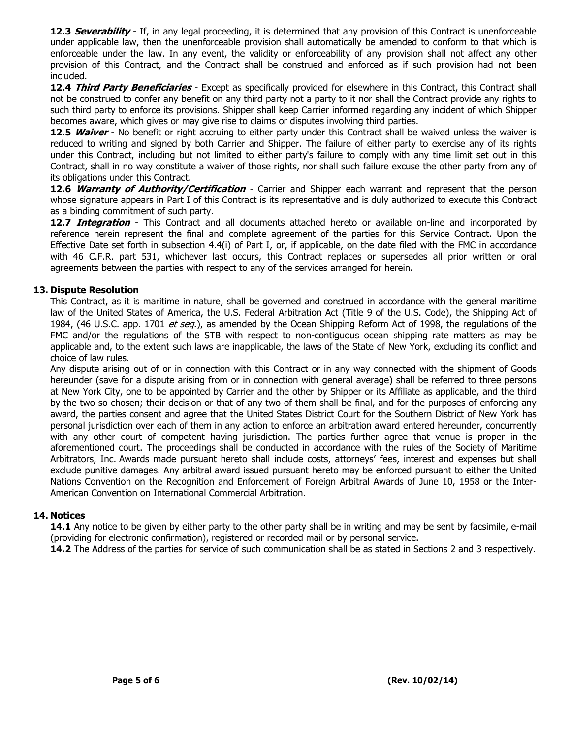**12.3 *Severability*** - If, in any legal proceeding, it is determined that any provision of this Contract is unenforceable under applicable law, then the unenforceable provision shall automatically be amended to conform to that which is enforceable under the law. In any event, the validity or enforceability of any provision shall not affect any other provision of this Contract, and the Contract shall be construed and enforced as if such provision had not been included.

**12.4 *Third Party Beneficiaries*** - Except as specifically provided for elsewhere in this Contract, this Contract shall not be construed to confer any benefit on any third party not a party to it nor shall the Contract provide any rights to such third party to enforce its provisions. Shipper shall keep Carrier informed regarding any incident of which Shipper becomes aware, which gives or may give rise to claims or disputes involving third parties.

**12.5 *Waiver*** - No benefit or right accruing to either party under this Contract shall be waived unless the waiver is reduced to writing and signed by both Carrier and Shipper. The failure of either party to exercise any of its rights under this Contract, including but not limited to either party's failure to comply with any time limit set out in this Contract, shall in no way constitute a waiver of those rights, nor shall such failure excuse the other party from any of its obligations under this Contract.

**12.6 *Warranty of Authority/Certification*** - Carrier and Shipper each warrant and represent that the person whose signature appears in Part I of this Contract is its representative and is duly authorized to execute this Contract as a binding commitment of such party.

**12.7 *Integration*** - This Contract and all documents attached hereto or available on-line and incorporated by reference herein represent the final and complete agreement of the parties for this Service Contract. Upon the Effective Date set forth in subsection 4.4(i) of Part I, or, if applicable, on the date filed with the FMC in accordance with 46 C.F.R. part 531, whichever last occurs, this Contract replaces or supersedes all prior written or oral agreements between the parties with respect to any of the services arranged for herein.

## 13. Dispute Resolution

This Contract, as it is maritime in nature, shall be governed and construed in accordance with the general maritime law of the United States of America, the U.S. Federal Arbitration Act (Title 9 of the U.S. Code), the Shipping Act of 1984, (46 U.S.C. app. 1701 *et seq.*), as amended by the Ocean Shipping Reform Act of 1998, the regulations of the FMC and/or the regulations of the STB with respect to non-contiguous ocean shipping rate matters as may be applicable and, to the extent such laws are inapplicable, the laws of the State of New York, excluding its conflict and choice of law rules.

Any dispute arising out of or in connection with this Contract or in any way connected with the shipment of Goods hereunder (save for a dispute arising from or in connection with general average) shall be referred to three persons at New York City, one to be appointed by Carrier and the other by Shipper or its Affiliate as applicable, and the third by the two so chosen; their decision or that of any two of them shall be final, and for the purposes of enforcing any award, the parties consent and agree that the United States District Court for the Southern District of New York has personal jurisdiction over each of them in any action to enforce an arbitration award entered hereunder, concurrently with any other court of competent having jurisdiction. The parties further agree that venue is proper in the aforementioned court. The proceedings shall be conducted in accordance with the rules of the Society of Maritime Arbitrators, Inc. Awards made pursuant hereto shall include costs, attorneys' fees, interest and expenses but shall exclude punitive damages. Any arbitral award issued pursuant hereto may be enforced pursuant to either the United Nations Convention on the Recognition and Enforcement of Foreign Arbitral Awards of June 10, 1958 or the Inter-American Convention on International Commercial Arbitration.

## 14. Notices

**14.1** Any notice to be given by either party to the other party shall be in writing and may be sent by facsimile, e-mail (providing for electronic confirmation), registered or recorded mail or by personal service.

**14.2** The Address of the parties for service of such communication shall be as stated in Sections 2 and 3 respectively.

**(Rev. 10/02/14)**